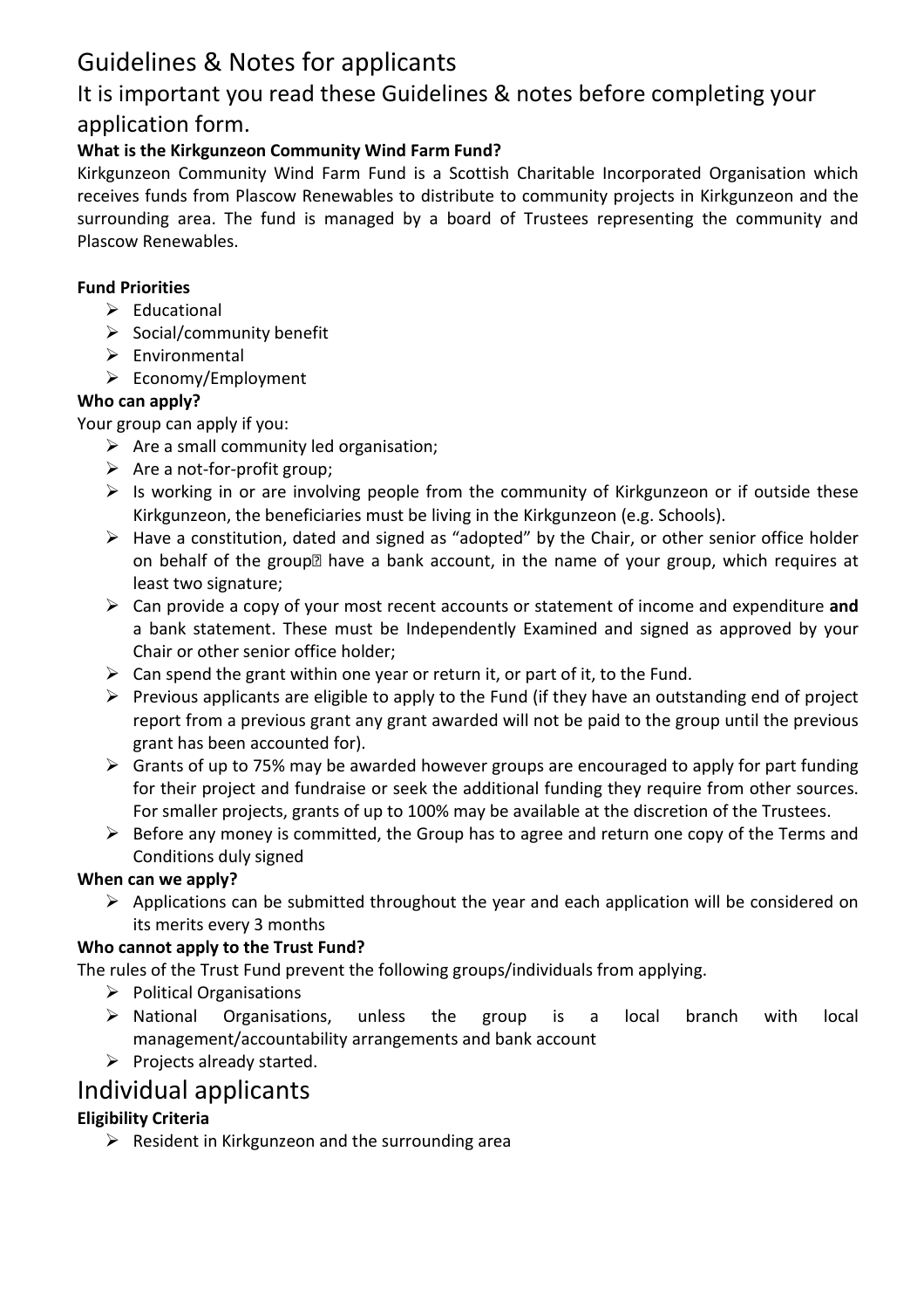# Guidelines & Notes for applicants

## It is important you read these Guidelines & notes before completing your application form.

**What is the Kirkgunzeon Community Wind Farm Fund?**

Kirkgunzeon Community Wind Farm Fund is a Scottish Charitable Incorporated Organisation which receives funds from Plascow Renewables to distribute to community projects in Kirkgunzeon and the surrounding area. The fund is managed by a board of Trustees representing the community and Plascow Renewables.

**Fund Priorities**

- Educational
- Social/community benefit
- Environmental
- Economy/Employment

**Who can apply?**

Your group can apply if you:

- Are a small community led organisation;
- Are a not-for-profit group;
- Is working in or are involving people from the community of Kirkgunzeon or if outside these Kirkgunzeon, the beneficiaries must be living in the Kirkgunzeon (e.g. Schools).
- Have a constitution, dated and signed as "adopted" by the Chair, or other senior office holder on behalf of the group have a bank account, in the name of your group, which requires at least two signature;
- Can provide a copy of your most recent accounts or statement of income and expenditure **and** a bank statement. These must be Independently Examined and signed as approved by your Chair or other senior office holder;
- Can spend the grant within one year or return it, or part of it, to the Fund.
- Previous applicants are eligible to apply to the Fund (if they have an outstanding end of project report from a previous grant any grant awarded will not be paid to the group until the previous grant has been accounted for).
- Grants of up to 75% may be awarded however groups are encouraged to apply for part funding for their project and fundraise or seek the additional funding they require from other sources. For smaller projects, grants of up to 100% may be available at the discretion of the Trustees.
- Before any money is committed, the Group has to agree and return one copy of the Terms and Conditions duly signed

**When can we apply?**

- Applications can be submitted throughout the year and each application will be considered on its merits every 3 months

**Who cannot apply to the Trust Fund?**

The rules of the Trust Fund prevent the following groups/individuals from applying.

- Political Organisations
- National Organisations, unless the group is a local branch with local management/accountability arrangements and bank account
- Projects already started.

# Individual applicants

**Eligibility Criteria**

- Resident in Kirkgunzeon and the surrounding area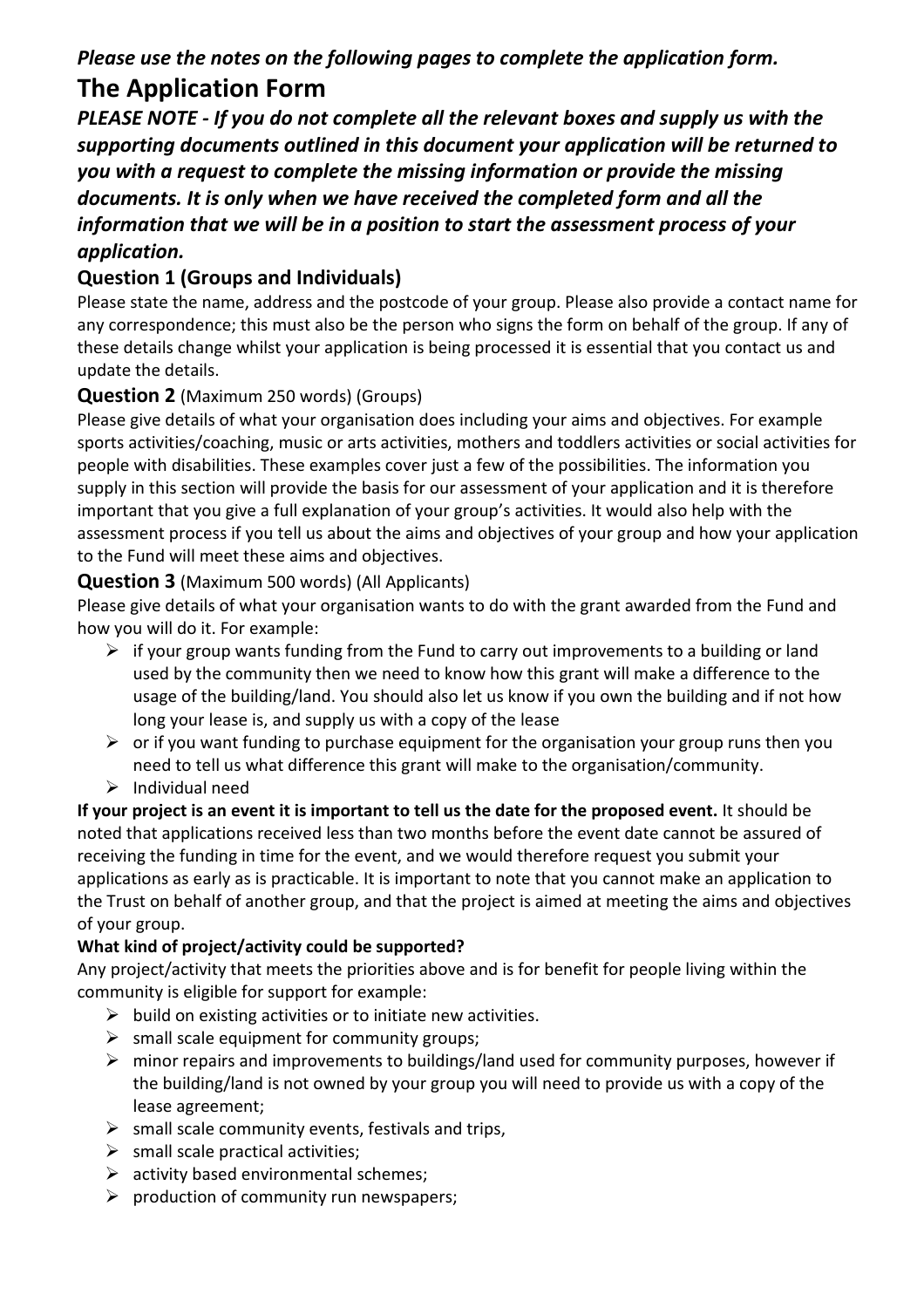***Please use the notes on the following pages to complete the application form.***

# The Application Form

***PLEASE NOTE - If you do not complete all the relevant boxes and supply us with the supporting documents outlined in this document your application will be returned to you with a request to complete the missing information or provide the missing documents. It is only when we have received the completed form and all the information that we will be in a position to start the assessment process of your application.***

### Question 1 (Groups and Individuals)

Please state the name, address and the postcode of your group. Please also provide a contact name for any correspondence; this must also be the person who signs the form on behalf of the group. If any of these details change whilst your application is being processed it is essential that you contact us and update the details.

### Question 2 (Maximum 250 words) (Groups)

Please give details of what your organisation does including your aims and objectives. For example sports activities/coaching, music or arts activities, mothers and toddlers activities or social activities for people with disabilities. These examples cover just a few of the possibilities. The information you supply in this section will provide the basis for our assessment of your application and it is therefore important that you give a full explanation of your group's activities. It would also help with the assessment process if you tell us about the aims and objectives of your group and how your application to the Fund will meet these aims and objectives.

### Question 3 (Maximum 500 words) (All Applicants)

Please give details of what your organisation wants to do with the grant awarded from the Fund and how you will do it. For example:

- if your group wants funding from the Fund to carry out improvements to a building or land used by the community then we need to know how this grant will make a difference to the usage of the building/land. You should also let us know if you own the building and if not how long your lease is, and supply us with a copy of the lease
- or if you want funding to purchase equipment for the organisation your group runs then you need to tell us what difference this grant will make to the organisation/community.
- Individual need

**If your project is an event it is important to tell us the date for the proposed event.** It should be noted that applications received less than two months before the event date cannot be assured of receiving the funding in time for the event, and we would therefore request you submit your applications as early as is practicable. It is important to note that you cannot make an application to the Trust on behalf of another group, and that the project is aimed at meeting the aims and objectives of your group.

**What kind of project/activity could be supported?**

Any project/activity that meets the priorities above and is for benefit for people living within the community is eligible for support for example:

- build on existing activities or to initiate new activities.
- small scale equipment for community groups;
- minor repairs and improvements to buildings/land used for community purposes, however if the building/land is not owned by your group you will need to provide us with a copy of the lease agreement;
- small scale community events, festivals and trips,
- small scale practical activities;
- activity based environmental schemes;
- production of community run newspapers;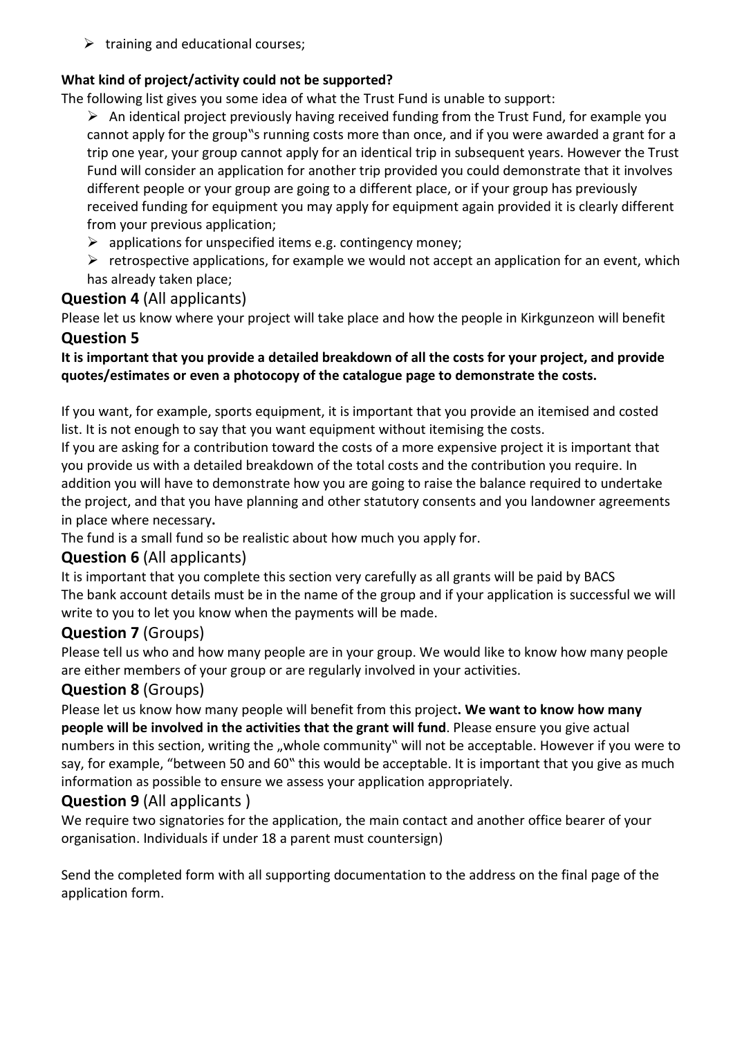- training and educational courses;

**What kind of project/activity could not be supported?**

The following list gives you some idea of what the Trust Fund is unable to support:

- An identical project previously having received funding from the Trust Fund, for example you cannot apply for the group"s running costs more than once, and if you were awarded a grant for a trip one year, your group cannot apply for an identical trip in subsequent years. However the Trust Fund will consider an application for another trip provided you could demonstrate that it involves different people or your group are going to a different place, or if your group has previously received funding for equipment you may apply for equipment again provided it is clearly different from your previous application;
- applications for unspecified items e.g. contingency money;
- retrospective applications, for example we would not accept an application for an event, which has already taken place;

## Question 4 (All applicants)

Please let us know where your project will take place and how the people in Kirkgunzeon will benefit

## Question 5

**It is important that you provide a detailed breakdown of all the costs for your project, and provide quotes/estimates or even a photocopy of the catalogue page to demonstrate the costs.**

If you want, for example, sports equipment, it is important that you provide an itemised and costed list. It is not enough to say that you want equipment without itemising the costs.

If you are asking for a contribution toward the costs of a more expensive project it is important that you provide us with a detailed breakdown of the total costs and the contribution you require. In addition you will have to demonstrate how you are going to raise the balance required to undertake the project, and that you have planning and other statutory consents and you landowner agreements in place where necessary**.**

The fund is a small fund so be realistic about how much you apply for.

## Question 6 (All applicants)

It is important that you complete this section very carefully as all grants will be paid by BACS

The bank account details must be in the name of the group and if your application is successful we will write to you to let you know when the payments will be made.

## Question 7 (Groups)

Please tell us who and how many people are in your group. We would like to know how many people are either members of your group or are regularly involved in your activities.

## Question 8 (Groups)

Please let us know how many people will benefit from this project**. We want to know how many people will be involved in the activities that the grant will fund**. Please ensure you give actual numbers in this section, writing the „whole community" will not be acceptable. However if you were to say, for example, "between 50 and 60" this would be acceptable. It is important that you give as much information as possible to ensure we assess your application appropriately.

## Question 9 (All applicants )

We require two signatories for the application, the main contact and another office bearer of your organisation. Individuals if under 18 a parent must countersign)

Send the completed form with all supporting documentation to the address on the final page of the application form.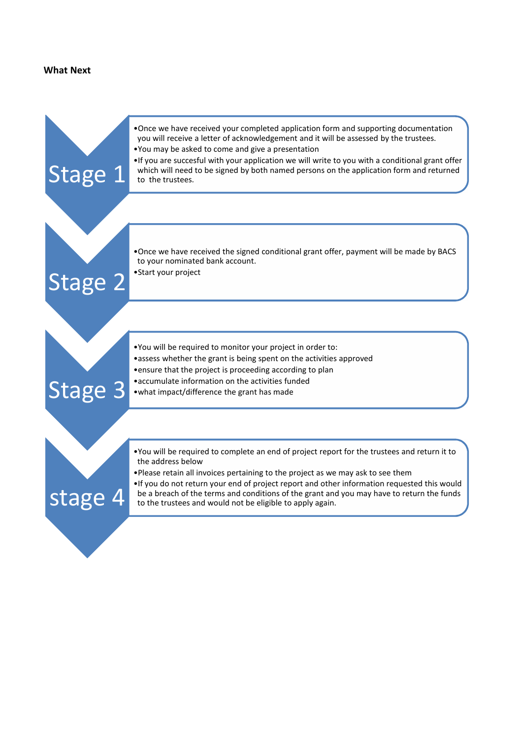**What Next**

## Stage 1

- Once we have received your completed application form and supporting documentation you will receive a letter of acknowledgement and it will be assessed by the trustees.
- You may be asked to come and give a presentation
- If you are succesful with your application we will write to you with a conditional grant offer which will need to be signed by both named persons on the application form and returned to the trustees.

## Stage 2

- Once we have received the signed conditional grant offer, payment will be made by BACS to your nominated bank account.
- Start your project

## Stage 3

- You will be required to monitor your project in order to:
- assess whether the grant is being spent on the activities approved
- ensure that the project is proceeding according to plan
- accumulate information on the activities funded
- what impact/difference the grant has made

## stage 4

- You will be required to complete an end of project report for the trustees and return it to the address below
- Please retain all invoices pertaining to the project as we may ask to see them
- If you do not return your end of project report and other information requested this would be a breach of the terms and conditions of the grant and you may have to return the funds to the trustees and would not be eligible to apply again.